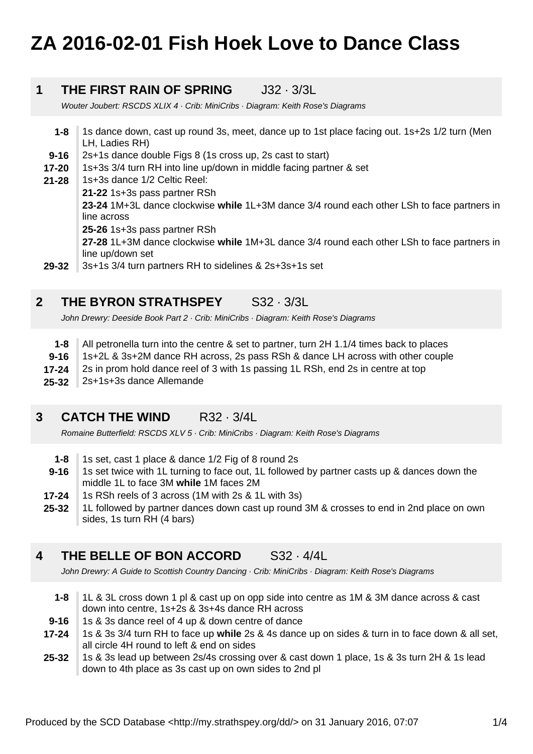# ZA 2016-02-01 Fish Hoek Love to Dance Class

## 1 THE FIRST RAIN OF SPRING J32 · 3/3L

*Wouter Joubert: RSCDS XLIX 4 · Crib: MiniCribs · Diagram: Keith Rose's Diagrams*

| | |
|---|---|
| **1-8** | 1s dance down, cast up round 3s, meet, dance up to 1st place facing out. 1s+2s 1/2 turn (Men LH, Ladies RH) |
| **9-16** | 2s+1s dance double Figs 8 (1s cross up, 2s cast to start) |
| **17-20** | 1s+3s 3/4 turn RH into line up/down in middle facing partner & set |
| **21-28** | 1s+3s dance 1/2 Celtic Reel:<br>**21-22** 1s+3s pass partner RSh<br>**23-24** 1M+3L dance clockwise **while** 1L+3M dance 3/4 round each other LSh to face partners in line across<br>**25-26** 1s+3s pass partner RSh<br>**27-28** 1L+3M dance clockwise **while** 1M+3L dance 3/4 round each other LSh to face partners in line up/down set |
| **29-32** | 3s+1s 3/4 turn partners RH to sidelines & 2s+3s+1s set |

## 2 THE BYRON STRATHSPEY S32 · 3/3L

*John Drewry: Deeside Book Part 2 · Crib: MiniCribs · Diagram: Keith Rose's Diagrams*

| | |
|---|---|
| **1-8** | All petronella turn into the centre & set to partner, turn 2H 1.1/4 times back to places |
| **9-16** | 1s+2L & 3s+2M dance RH across, 2s pass RSh & dance LH across with other couple |
| **17-24** | 2s in prom hold dance reel of 3 with 1s passing 1L RSh, end 2s in centre at top |
| **25-32** | 2s+1s+3s dance Allemande |

## 3 CATCH THE WIND R32 · 3/4L

*Romaine Butterfield: RSCDS XLV 5 · Crib: MiniCribs · Diagram: Keith Rose's Diagrams*

| | |
|---|---|
| **1-8** | 1s set, cast 1 place & dance 1/2 Fig of 8 round 2s |
| **9-16** | 1s set twice with 1L turning to face out, 1L followed by partner casts up & dances down the middle 1L to face 3M **while** 1M faces 2M |
| **17-24** | 1s RSh reels of 3 across (1M with 2s & 1L with 3s) |
| **25-32** | 1L followed by partner dances down cast up round 3M & crosses to end in 2nd place on own sides, 1s turn RH (4 bars) |

## 4 THE BELLE OF BON ACCORD S32 · 4/4L

*John Drewry: A Guide to Scottish Country Dancing · Crib: MiniCribs · Diagram: Keith Rose's Diagrams*

| | |
|---|---|
| **1-8** | 1L & 3L cross down 1 pl & cast up on opp side into centre as 1M & 3M dance across & cast down into centre, 1s+2s & 3s+4s dance RH across |
| **9-16** | 1s & 3s dance reel of 4 up & down centre of dance |
| **17-24** | 1s & 3s 3/4 turn RH to face up **while** 2s & 4s dance up on sides & turn in to face down & all set, all circle 4H round to left & end on sides |
| **25-32** | 1s & 3s lead up between 2s/4s crossing over & cast down 1 place, 1s & 3s turn 2H & 1s lead down to 4th place as 3s cast up on own sides to 2nd pl |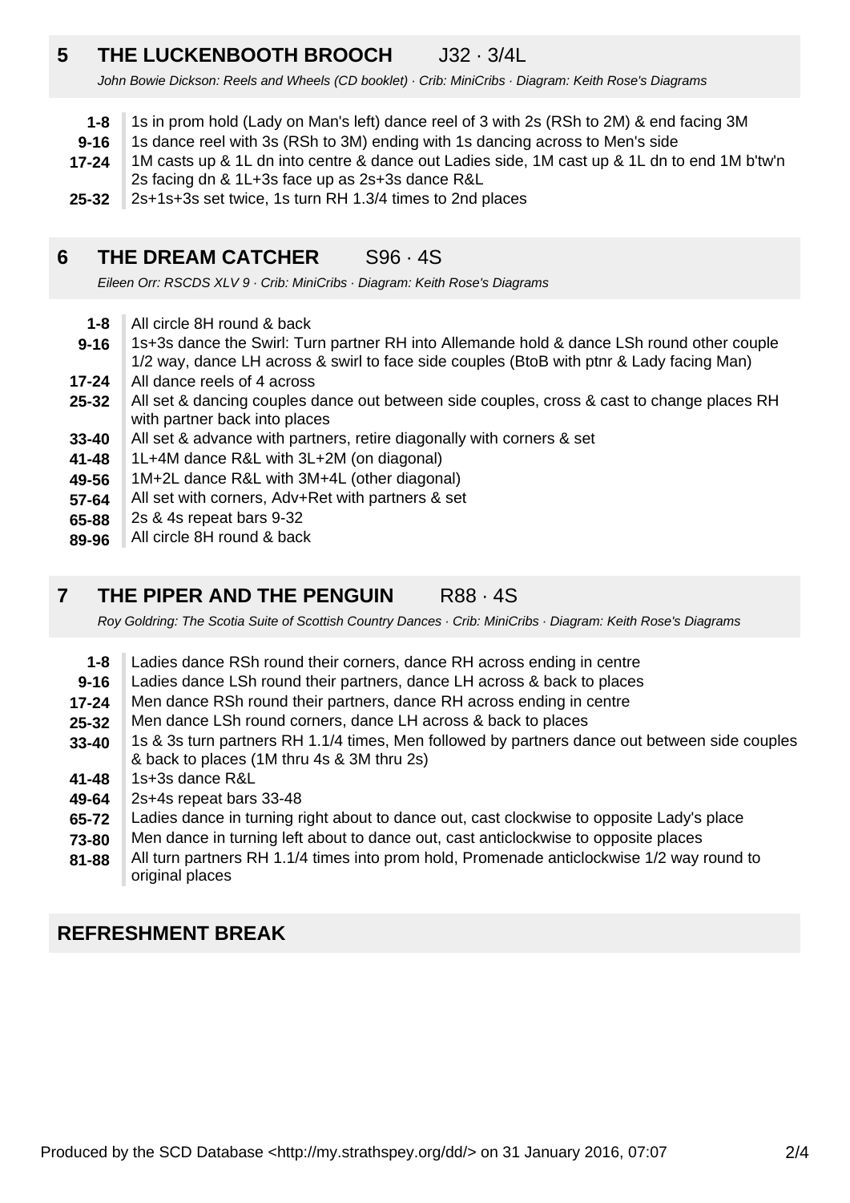## 5 THE LUCKENBOOTH BROOCH J32 · 3/4L

*John Bowie Dickson: Reels and Wheels (CD booklet) · Crib: MiniCribs · Diagram: Keith Rose's Diagrams*

| | |
|---|---|
| **1-8** | 1s in prom hold (Lady on Man's left) dance reel of 3 with 2s (RSh to 2M) & end facing 3M |
| **9-16** | 1s dance reel with 3s (RSh to 3M) ending with 1s dancing across to Men's side |
| **17-24** | 1M casts up & 1L dn into centre & dance out Ladies side, 1M cast up & 1L dn to end 1M b'tw'n 2s facing dn & 1L+3s face up as 2s+3s dance R&L |
| **25-32** | 2s+1s+3s set twice, 1s turn RH 1.3/4 times to 2nd places |

## 6 THE DREAM CATCHER S96 · 4S

*Eileen Orr: RSCDS XLV 9 · Crib: MiniCribs · Diagram: Keith Rose's Diagrams*

| | |
|---|---|
| **1-8** | All circle 8H round & back |
| **9-16** | 1s+3s dance the Swirl: Turn partner RH into Allemande hold & dance LSh round other couple 1/2 way, dance LH across & swirl to face side couples (BtoB with ptnr & Lady facing Man) |
| **17-24** | All dance reels of 4 across |
| **25-32** | All set & dancing couples dance out between side couples, cross & cast to change places RH with partner back into places |
| **33-40** | All set & advance with partners, retire diagonally with corners & set |
| **41-48** | 1L+4M dance R&L with 3L+2M (on diagonal) |
| **49-56** | 1M+2L dance R&L with 3M+4L (other diagonal) |
| **57-64** | All set with corners, Adv+Ret with partners & set |
| **65-88** | 2s & 4s repeat bars 9-32 |
| **89-96** | All circle 8H round & back |

## 7 THE PIPER AND THE PENGUIN R88 · 4S

*Roy Goldring: The Scotia Suite of Scottish Country Dances · Crib: MiniCribs · Diagram: Keith Rose's Diagrams*

| | |
|---|---|
| **1-8** | Ladies dance RSh round their corners, dance RH across ending in centre |
| **9-16** | Ladies dance LSh round their partners, dance LH across & back to places |
| **17-24** | Men dance RSh round their partners, dance RH across ending in centre |
| **25-32** | Men dance LSh round corners, dance LH across & back to places |
| **33-40** | 1s & 3s turn partners RH 1.1/4 times, Men followed by partners dance out between side couples & back to places (1M thru 4s & 3M thru 2s) |
| **41-48** | 1s+3s dance R&L |
| **49-64** | 2s+4s repeat bars 33-48 |
| **65-72** | Ladies dance in turning right about to dance out, cast clockwise to opposite Lady's place |
| **73-80** | Men dance in turning left about to dance out, cast anticlockwise to opposite places |
| **81-88** | All turn partners RH 1.1/4 times into prom hold, Promenade anticlockwise 1/2 way round to original places |

## REFRESHMENT BREAK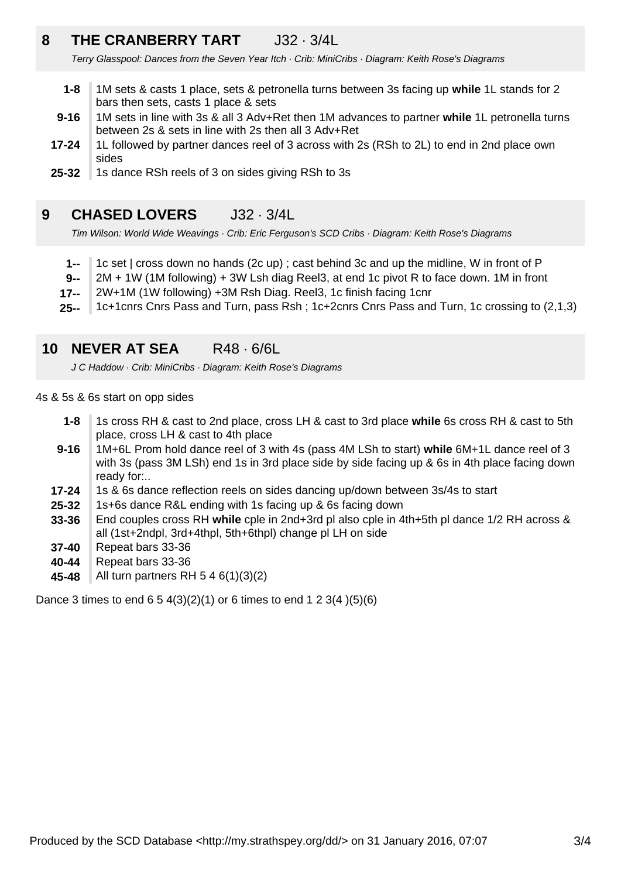## 8 THE CRANBERRY TART J32 · 3/4L

*Terry Glasspool: Dances from the Seven Year Itch · Crib: MiniCribs · Diagram: Keith Rose's Diagrams*

| | |
|---|---|
| **1-8** | 1M sets & casts 1 place, sets & petronella turns between 3s facing up **while** 1L stands for 2 bars then sets, casts 1 place & sets |
| **9-16** | 1M sets in line with 3s & all 3 Adv+Ret then 1M advances to partner **while** 1L petronella turns between 2s & sets in line with 2s then all 3 Adv+Ret |
| **17-24** | 1L followed by partner dances reel of 3 across with 2s (RSh to 2L) to end in 2nd place own sides |
| **25-32** | 1s dance RSh reels of 3 on sides giving RSh to 3s |

## 9 CHASED LOVERS J32 · 3/4L

*Tim Wilson: World Wide Weavings · Crib: Eric Ferguson's SCD Cribs · Diagram: Keith Rose's Diagrams*

| | |
|---|---|
| **1--** | 1c set \| cross down no hands (2c up) ; cast behind 3c and up the midline, W in front of P |
| **9--** | 2M + 1W (1M following) + 3W Lsh diag Reel3, at end 1c pivot R to face down. 1M in front |
| **17--** | 2W+1M (1W following) +3M Rsh Diag. Reel3, 1c finish facing 1cnr |
| **25--** | 1c+1cnrs Cnrs Pass and Turn, pass Rsh ; 1c+2cnrs Cnrs Pass and Turn, 1c crossing to (2,1,3) |

## 10 NEVER AT SEA R48 · 6/6L

*J C Haddow · Crib: MiniCribs · Diagram: Keith Rose's Diagrams*

4s & 5s & 6s start on opp sides

| | |
|---|---|
| **1-8** | 1s cross RH & cast to 2nd place, cross LH & cast to 3rd place **while** 6s cross RH & cast to 5th place, cross LH & cast to 4th place |
| **9-16** | 1M+6L Prom hold dance reel of 3 with 4s (pass 4M LSh to start) **while** 6M+1L dance reel of 3 with 3s (pass 3M LSh) end 1s in 3rd place side by side facing up & 6s in 4th place facing down ready for:.. |
| **17-24** | 1s & 6s dance reflection reels on sides dancing up/down between 3s/4s to start |
| **25-32** | 1s+6s dance R&L ending with 1s facing up & 6s facing down |
| **33-36** | End couples cross RH **while** cple in 2nd+3rd pl also cple in 4th+5th pl dance 1/2 RH across & all (1st+2ndpl, 3rd+4thpl, 5th+6thpl) change pl LH on side |
| **37-40** | Repeat bars 33-36 |
| **40-44** | Repeat bars 33-36 |
| **45-48** | All turn partners RH 5 4 6(1)(3)(2) |

Dance 3 times to end 6 5 4(3)(2)(1) or 6 times to end 1 2 3(4 )(5)(6)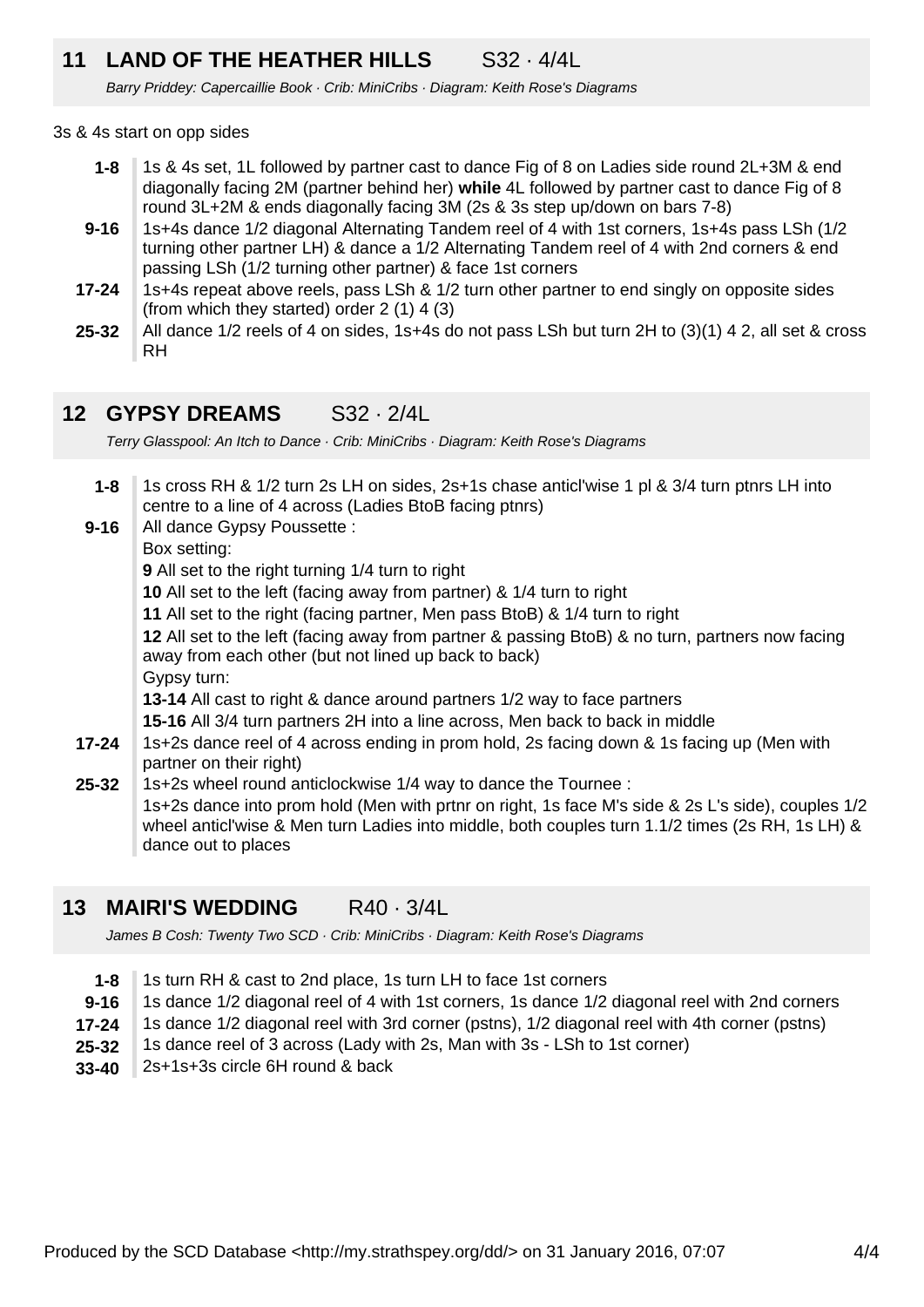## 11 LAND OF THE HEATHER HILLS S32 · 4/4L

*Barry Priddey: Capercaillie Book · Crib: MiniCribs · Diagram: Keith Rose's Diagrams*

3s & 4s start on opp sides

| | |
|---|---|
| **1-8** | 1s & 4s set, 1L followed by partner cast to dance Fig of 8 on Ladies side round 2L+3M & end diagonally facing 2M (partner behind her) **while** 4L followed by partner cast to dance Fig of 8 round 3L+2M & ends diagonally facing 3M (2s & 3s step up/down on bars 7-8) |
| **9-16** | 1s+4s dance 1/2 diagonal Alternating Tandem reel of 4 with 1st corners, 1s+4s pass LSh (1/2 turning other partner LH) & dance a 1/2 Alternating Tandem reel of 4 with 2nd corners & end passing LSh (1/2 turning other partner) & face 1st corners |
| **17-24** | 1s+4s repeat above reels, pass LSh & 1/2 turn other partner to end singly on opposite sides (from which they started) order 2 (1) 4 (3) |
| **25-32** | All dance 1/2 reels of 4 on sides, 1s+4s do not pass LSh but turn 2H to (3)(1) 4 2, all set & cross RH |

## 12 GYPSY DREAMS S32 · 2/4L

*Terry Glasspool: An Itch to Dance · Crib: MiniCribs · Diagram: Keith Rose's Diagrams*

| | |
|---|---|
| **1-8** | 1s cross RH & 1/2 turn 2s LH on sides, 2s+1s chase anticl'wise 1 pl & 3/4 turn ptnrs LH into centre to a line of 4 across (Ladies BtoB facing ptnrs) |
| **9-16** | All dance Gypsy Poussette :<br>Box setting:<br>**9** All set to the right turning 1/4 turn to right<br>**10** All set to the left (facing away from partner) & 1/4 turn to right<br>**11** All set to the right (facing partner, Men pass BtoB) & 1/4 turn to right<br>**12** All set to the left (facing away from partner & passing BtoB) & no turn, partners now facing away from each other (but not lined up back to back)<br>Gypsy turn:<br>**13-14** All cast to right & dance around partners 1/2 way to face partners<br>**15-16** All 3/4 turn partners 2H into a line across, Men back to back in middle |
| **17-24** | 1s+2s dance reel of 4 across ending in prom hold, 2s facing down & 1s facing up (Men with partner on their right) |
| **25-32** | 1s+2s wheel round anticlockwise 1/4 way to dance the Tournee :<br>1s+2s dance into prom hold (Men with prtnr on right, 1s face M's side & 2s L's side), couples 1/2 wheel anticl'wise & Men turn Ladies into middle, both couples turn 1.1/2 times (2s RH, 1s LH) & dance out to places |

## 13 MAIRI'S WEDDING R40 · 3/4L

*James B Cosh: Twenty Two SCD · Crib: MiniCribs · Diagram: Keith Rose's Diagrams*

| | |
|---|---|
| **1-8** | 1s turn RH & cast to 2nd place, 1s turn LH to face 1st corners |
| **9-16** | 1s dance 1/2 diagonal reel of 4 with 1st corners, 1s dance 1/2 diagonal reel with 2nd corners |
| **17-24** | 1s dance 1/2 diagonal reel with 3rd corner (pstns), 1/2 diagonal reel with 4th corner (pstns) |
| **25-32** | 1s dance reel of 3 across (Lady with 2s, Man with 3s - LSh to 1st corner) |
| **33-40** | 2s+1s+3s circle 6H round & back |

Produced by the SCD Database <http://my.strathspey.org/dd/> on 31 January 2016, 07:07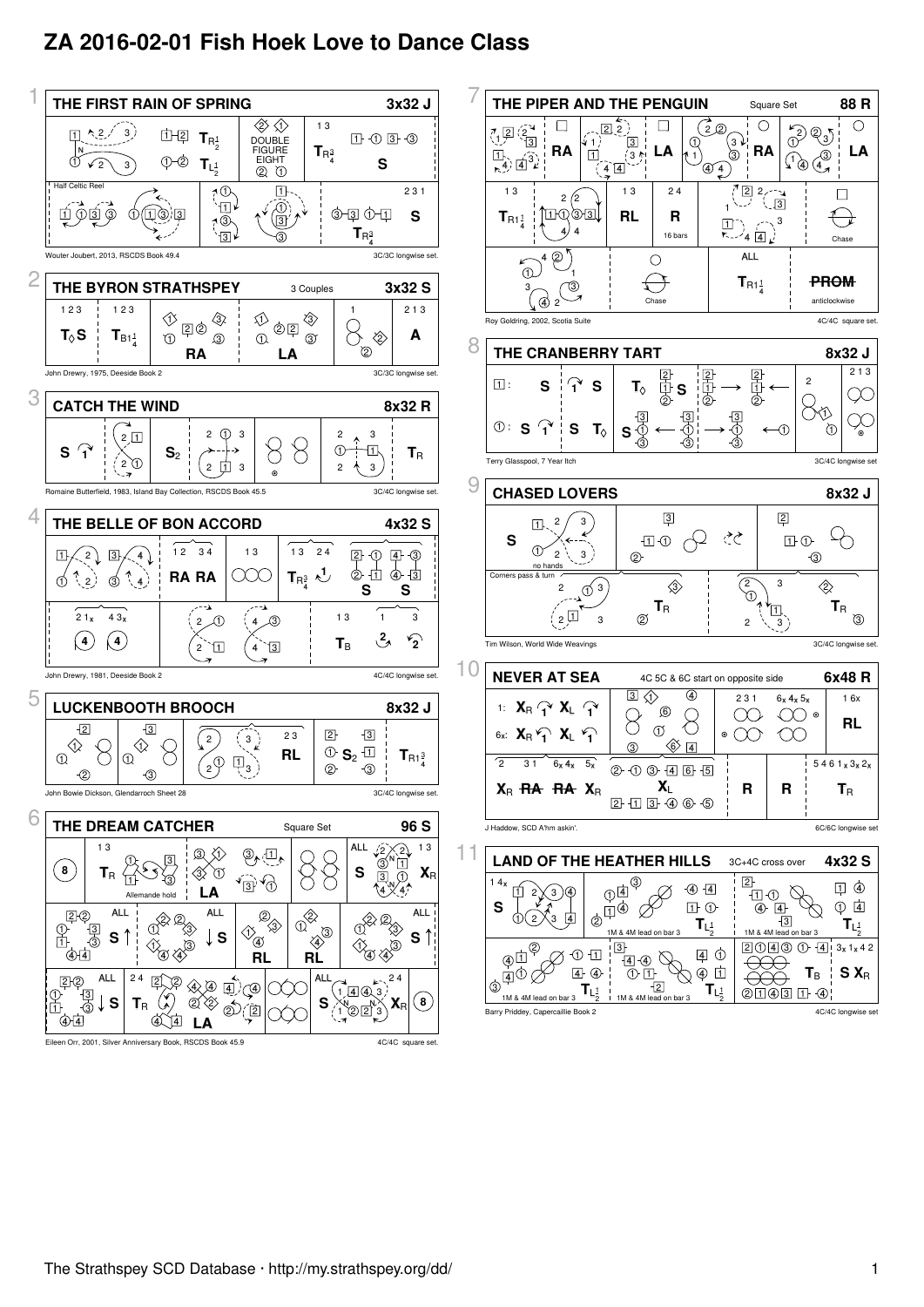# ZA 2016-02-01 Fish Hoek Love to Dance Class

## 1 THE FIRST RAIN OF SPRING — 3x32 J

$T_{R1\frac{1}{2}}$ · $T_{L1\frac{1}{2}}$ · DOUBLE FIGURE EIGHT · 1 3 $T_{R\frac{3}{4}}$ · S

Half Celtic Reel · 2 3 1 · $T_{R\frac{3}{4}}$ · S

Wouter Joubert, 2013, RSCDS Book 49.4 — 3C/3C longwise set.

## 2 THE BYRON STRATHSPEY — 3 Couples — 3x32 S

1 2 3 $T_{\Diamond}$S · 1 2 3 $T_{B1\frac{1}{4}}$ · RA · LA · 1 · 2 1 3 A

John Drewry, 1975, Deeside Book 2 — 3C/3C longwise set.

## 3 CATCH THE WIND — 8x32 R

S · $S_2$ · $T_R$

Romaine Butterfield, 1983, Island Bay Collection, RSCDS Book 45.5 — 3C/4C longwise set.

## 4 THE BELLE OF BON ACCORD — 4x32 S

1 2 3 4 RA RA · 1 3 · 1 3 2 4 $T_{R\frac{3}{4}}$ · S S

$2\,1_x$ $4\,3_x$ · 1 3 $T_B$

John Drewry, 1981, Deeside Book 2 — 4C/4C longwise set.

## 5 LUCKENBOOTH BROOCH — 8x32 J

2 3 RL · $S_2$ · $T_{R1\frac{3}{4}}$

John Bowie Dickson, Glendarroch Sheet 28 — 3C/4C longwise set.

## 6 THE DREAM CATCHER — Square Set — 96 S

8 · 1 3 $T_R$ (Allemande hold) · LA · ALL S · 1 3 $X_R$

ALL S↑ · ALL ↓S · RL · RL · ALL S↑

ALL ↓S · 2 4 $T_R$ · LA · ALL S · 2 4 $X_R$ · 8

Eileen Orr, 2001, Silver Anniversary Book, RSCDS Book 45.9 — 4C/4C square set.

## 7 THE PIPER AND THE PENGUIN — Square Set — 88 R

RA · LA · RA · LA

1 3 $T_{R1\frac{1}{4}}$ · 1 3 RL · 2 4 R (16 bars) · Chase

Chase · ALL $T_{R1\frac{1}{4}}$ · PROM anticlockwise

Roy Goldring, 2002, Scotia Suite — 4C/4C square set.

## 8 THE CRANBERRY TART — 8x32 J

1: S S $T_{\Diamond}$ S · 2 1 3

①: S S $T_{\Diamond}$ S

Terry Glasspool, 7 Year Itch — 3C/4C longwise set

## 9 CHASED LOVERS — 8x32 J

S (no hands)

Corners pass & turn · $T_R$ · $T_R$

Tim Wilson, World Wide Weavings — 3C/4C longwise set.

## 10 NEVER AT SEA — 4C 5C & 6C start on opposite side — 6x48 R

1: $X_R$ $X_L$ · 6x: $X_R$ $X_L$ · 2 3 1 · $6_x\,4_x\,5_x$ · 1 6x RL

2 3 1 $6_x\,4_x$ $5_x$ · $X_R$ ~~RA~~ ~~RA~~ $X_R$ · $X_L$ · R · R · $5\,4\,6\,1_x\,3_x\,2_x$ $T_R$

J Haddow, SCD A'hm askin'. — 6C/6C longwise set

## 11 LAND OF THE HEATHER HILLS — 3C+4C cross over — 4x32 S

$1\,4_x$ S · 1M & 4M lead on bar 3 $T_{L\frac{1}{2}}$ · 1M & 4M lead on bar 3 $T_{L\frac{1}{2}}$

1M & 4M lead on bar 3 $T_{L\frac{1}{2}}$ · 1M & 4M lead on bar 3 $T_{L\frac{1}{2}}$ · $T_B$ · $3_x\,1_x\,4\,2$ S $X_R$

Barry Priddey, Capercaillie Book 2 — 4C/4C longwise set

The Strathspey SCD Database · http://my.strathspey.org/dd/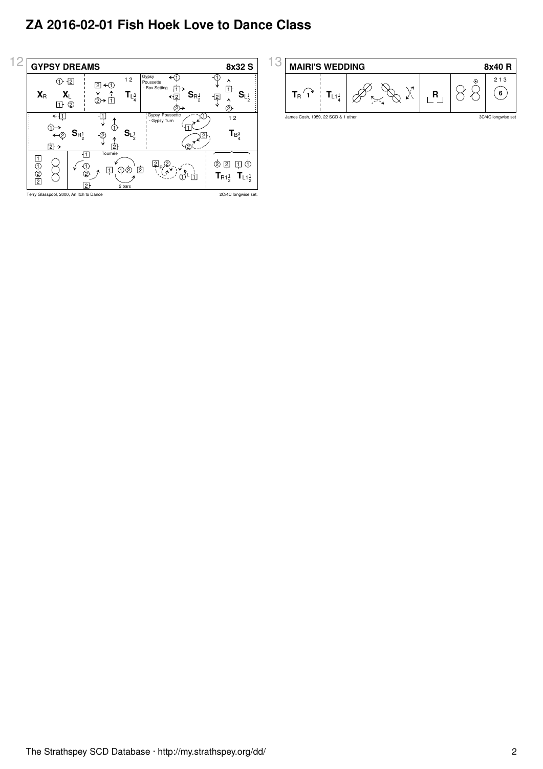# ZA 2016-02-01 Fish Hoek Love to Dance Class

12

**GYPSY DREAMS** **8x32 S**

$X_R$ $X_L$ 1 2 $T_{L\frac{3}{4}}$ Gypsy Poussette - Box Setting $S_{R\frac{1}{2}}$ $S_{L\frac{1}{2}}$

$S_{R\frac{1}{2}}$ $S_{L\frac{1}{2}}$ Gypsy Poussette - Gypsy Turn 1 2 $T_{B\frac{3}{4}}$

Tournée 2 bars R L $T_{R1\frac{1}{2}}$ $T_{L1\frac{1}{2}}$

Terry Glasspool, 2000, An Itch to Dance

2C/4C longwise set.

13

**MAIRI'S WEDDING** **8x40 R**

$T_R$ 1 $T_{L1\frac{1}{4}}$ R 2 1 3 6

James Cosh, 1959, 22 SCD & 1 other

3C/4C longwise set